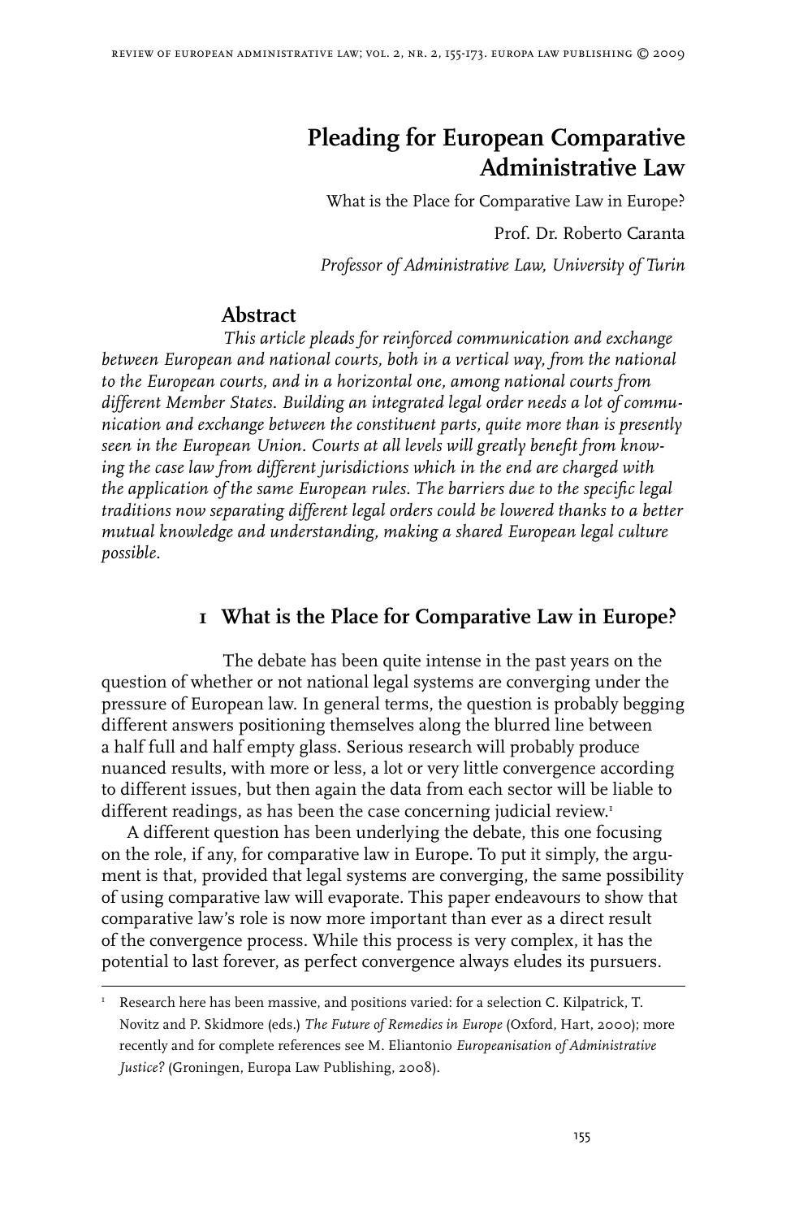# Pleading for European Comparative Administrative Law

What is the Place for Comparative Law in Europe?

Prof. Dr. Roberto Caranta

*Professor of Administrative Law, University of Turin*

## Abstract

*This article pleads for reinforced communication and exchange between European and national courts, both in a vertical way, from the national to the European courts, and in a horizontal one, among national courts from different Member States. Building an integrated legal order needs a lot of communication and exchange between the constituent parts, quite more than is presently seen in the European Union. Courts at all levels will greatly benefit from knowing the case law from different jurisdictions which in the end are charged with the application of the same European rules. The barriers due to the specific legal traditions now separating different legal orders could be lowered thanks to a better mutual knowledge and understanding, making a shared European legal culture possible.*

## 1 What is the Place for Comparative Law in Europe?

The debate has been quite intense in the past years on the question of whether or not national legal systems are converging under the pressure of European law. In general terms, the question is probably begging different answers positioning themselves along the blurred line between a half full and half empty glass. Serious research will probably produce nuanced results, with more or less, a lot or very little convergence according to different issues, but then again the data from each sector will be liable to different readings, as has been the case concerning judicial review.[1]

A different question has been underlying the debate, this one focusing on the role, if any, for comparative law in Europe. To put it simply, the argument is that, provided that legal systems are converging, the same possibility of using comparative law will evaporate. This paper endeavours to show that comparative law's role is now more important than ever as a direct result of the convergence process. While this process is very complex, it has the potential to last forever, as perfect convergence always eludes its pursuers.

[1] Research here has been massive, and positions varied: for a selection C. Kilpatrick, T. Novitz and P. Skidmore (eds.) *The Future of Remedies in Europe* (Oxford, Hart, 2000); more recently and for complete references see M. Eliantonio *Europeanisation of Administrative Justice?* (Groningen, Europa Law Publishing, 2008).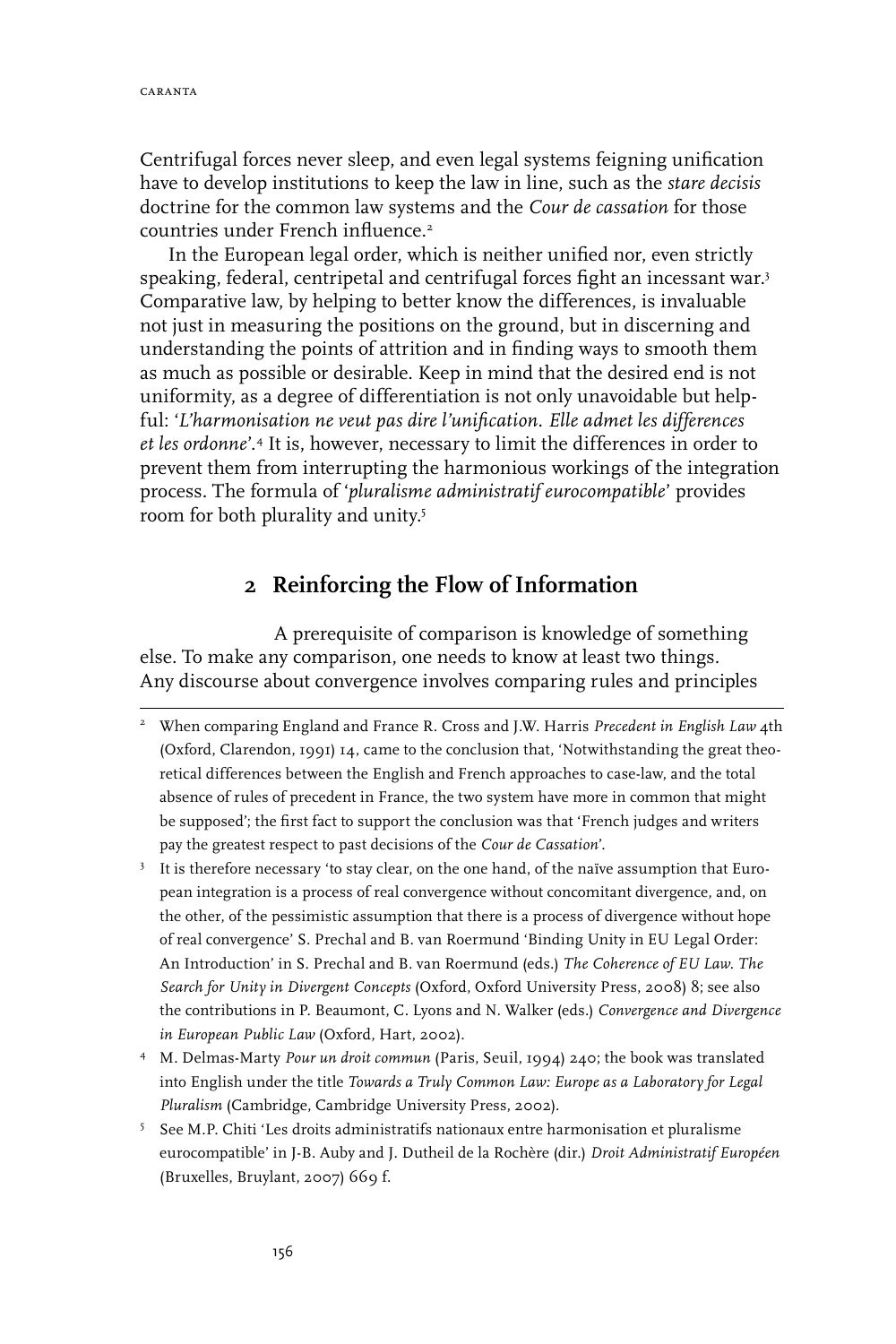Centrifugal forces never sleep, and even legal systems feigning unification have to develop institutions to keep the law in line, such as the *stare decisis* doctrine for the common law systems and the *Cour de cassation* for those countries under French influence.[2]

In the European legal order, which is neither unified nor, even strictly speaking, federal, centripetal and centrifugal forces fight an incessant war.[3] Comparative law, by helping to better know the differences, is invaluable not just in measuring the positions on the ground, but in discerning and understanding the points of attrition and in finding ways to smooth them as much as possible or desirable. Keep in mind that the desired end is not uniformity, as a degree of differentiation is not only unavoidable but helpful: '*L'harmonisation ne veut pas dire l'unification. Elle admet les differences et les ordonne*'.[4] It is, however, necessary to limit the differences in order to prevent them from interrupting the harmonious workings of the integration process. The formula of '*pluralisme administratif eurocompatible*' provides room for both plurality and unity.[5]

## 2 Reinforcing the Flow of Information

A prerequisite of comparison is knowledge of something else. To make any comparison, one needs to know at least two things. Any discourse about convergence involves comparing rules and principles

---

[2] When comparing England and France R. Cross and J.W. Harris *Precedent in English Law* 4th (Oxford, Clarendon, 1991) 14, came to the conclusion that, 'Notwithstanding the great theoretical differences between the English and French approaches to case-law, and the total absence of rules of precedent in France, the two system have more in common that might be supposed'; the first fact to support the conclusion was that 'French judges and writers pay the greatest respect to past decisions of the *Cour de Cassation*'.

[3] It is therefore necessary 'to stay clear, on the one hand, of the naïve assumption that European integration is a process of real convergence without concomitant divergence, and, on the other, of the pessimistic assumption that there is a process of divergence without hope of real convergence' S. Prechal and B. van Roermund 'Binding Unity in EU Legal Order: An Introduction' in S. Prechal and B. van Roermund (eds.) *The Coherence of EU Law. The Search for Unity in Divergent Concepts* (Oxford, Oxford University Press, 2008) 8; see also the contributions in P. Beaumont, C. Lyons and N. Walker (eds.) *Convergence and Divergence in European Public Law* (Oxford, Hart, 2002).

[4] M. Delmas-Marty *Pour un droit commun* (Paris, Seuil, 1994) 240; the book was translated into English under the title *Towards a Truly Common Law: Europe as a Laboratory for Legal Pluralism* (Cambridge, Cambridge University Press, 2002).

[5] See M.P. Chiti 'Les droits administratifs nationaux entre harmonisation et pluralisme eurocompatible' in J-B. Auby and J. Dutheil de la Rochère (dir.) *Droit Administratif Européen* (Bruxelles, Bruylant, 2007) 669 f.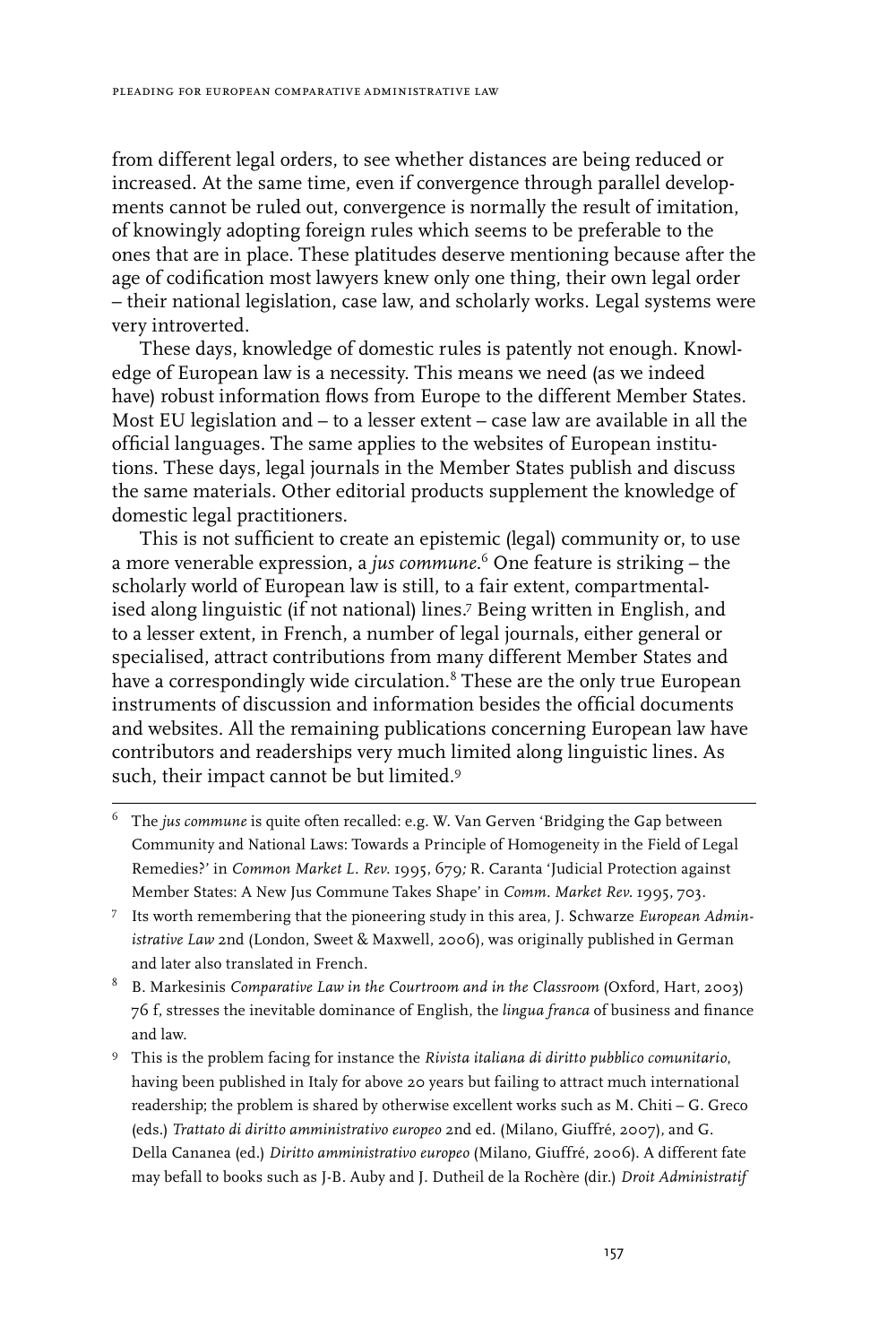from different legal orders, to see whether distances are being reduced or increased. At the same time, even if convergence through parallel developments cannot be ruled out, convergence is normally the result of imitation, of knowingly adopting foreign rules which seems to be preferable to the ones that are in place. These platitudes deserve mentioning because after the age of codification most lawyers knew only one thing, their own legal order – their national legislation, case law, and scholarly works. Legal systems were very introverted.

These days, knowledge of domestic rules is patently not enough. Knowledge of European law is a necessity. This means we need (as we indeed have) robust information flows from Europe to the different Member States. Most EU legislation and – to a lesser extent – case law are available in all the official languages. The same applies to the websites of European institutions. These days, legal journals in the Member States publish and discuss the same materials. Other editorial products supplement the knowledge of domestic legal practitioners.

This is not sufficient to create an epistemic (legal) community or, to use a more venerable expression, a *jus commune*.[6] One feature is striking – the scholarly world of European law is still, to a fair extent, compartmentalised along linguistic (if not national) lines.[7] Being written in English, and to a lesser extent, in French, a number of legal journals, either general or specialised, attract contributions from many different Member States and have a correspondingly wide circulation.[8] These are the only true European instruments of discussion and information besides the official documents and websites. All the remaining publications concerning European law have contributors and readerships very much limited along linguistic lines. As such, their impact cannot be but limited.[9]

---

[6] The *jus commune* is quite often recalled: e.g. W. Van Gerven 'Bridging the Gap between Community and National Laws: Towards a Principle of Homogeneity in the Field of Legal Remedies?' in *Common Market L. Rev.* 1995, 679; R. Caranta 'Judicial Protection against Member States: A New Jus Commune Takes Shape' in *Comm. Market Rev.* 1995, 703.

[7] Its worth remembering that the pioneering study in this area, J. Schwarze *European Administrative Law* 2nd (London, Sweet & Maxwell, 2006), was originally published in German and later also translated in French.

[8] B. Markesinis *Comparative Law in the Courtroom and in the Classroom* (Oxford, Hart, 2003) 76 f, stresses the inevitable dominance of English, the *lingua franca* of business and finance and law.

[9] This is the problem facing for instance the *Rivista italiana di diritto pubblico comunitario*, having been published in Italy for above 20 years but failing to attract much international readership; the problem is shared by otherwise excellent works such as M. Chiti – G. Greco (eds.) *Trattato di diritto amministrativo europeo* 2nd ed. (Milano, Giuffré, 2007), and G. Della Cananea (ed.) *Diritto amministrativo europeo* (Milano, Giuffré, 2006). A different fate may befall to books such as J-B. Auby and J. Dutheil de la Rochère (dir.) *Droit Administratif*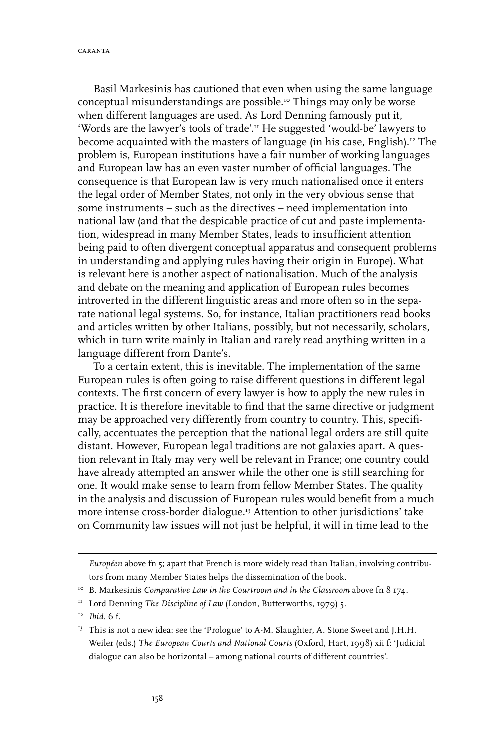Basil Markesinis has cautioned that even when using the same language conceptual misunderstandings are possible.[10] Things may only be worse when different languages are used. As Lord Denning famously put it, 'Words are the lawyer's tools of trade'.[11] He suggested 'would-be' lawyers to become acquainted with the masters of language (in his case, English).[12] The problem is, European institutions have a fair number of working languages and European law has an even vaster number of official languages. The consequence is that European law is very much nationalised once it enters the legal order of Member States, not only in the very obvious sense that some instruments – such as the directives – need implementation into national law (and that the despicable practice of cut and paste implementation, widespread in many Member States, leads to insufficient attention being paid to often divergent conceptual apparatus and consequent problems in understanding and applying rules having their origin in Europe). What is relevant here is another aspect of nationalisation. Much of the analysis and debate on the meaning and application of European rules becomes introverted in the different linguistic areas and more often so in the separate national legal systems. So, for instance, Italian practitioners read books and articles written by other Italians, possibly, but not necessarily, scholars, which in turn write mainly in Italian and rarely read anything written in a language different from Dante's.

To a certain extent, this is inevitable. The implementation of the same European rules is often going to raise different questions in different legal contexts. The first concern of every lawyer is how to apply the new rules in practice. It is therefore inevitable to find that the same directive or judgment may be approached very differently from country to country. This, specifically, accentuates the perception that the national legal orders are still quite distant. However, European legal traditions are not galaxies apart. A question relevant in Italy may very well be relevant in France; one country could have already attempted an answer while the other one is still searching for one. It would make sense to learn from fellow Member States. The quality in the analysis and discussion of European rules would benefit from a much more intense cross-border dialogue.[13] Attention to other jurisdictions' take on Community law issues will not just be helpful, it will in time lead to the

---

*Européen* above fn 5; apart that French is more widely read than Italian, involving contributors from many Member States helps the dissemination of the book.

[10] B. Markesinis *Comparative Law in the Courtroom and in the Classroom* above fn 8 174.

[11] Lord Denning *The Discipline of Law* (London, Butterworths, 1979) 5.

[12] *Ibid.* 6 f.

[13] This is not a new idea: see the 'Prologue' to A-M. Slaughter, A. Stone Sweet and J.H.H. Weiler (eds.) *The European Courts and National Courts* (Oxford, Hart, 1998) xii f: 'Judicial dialogue can also be horizontal – among national courts of different countries'.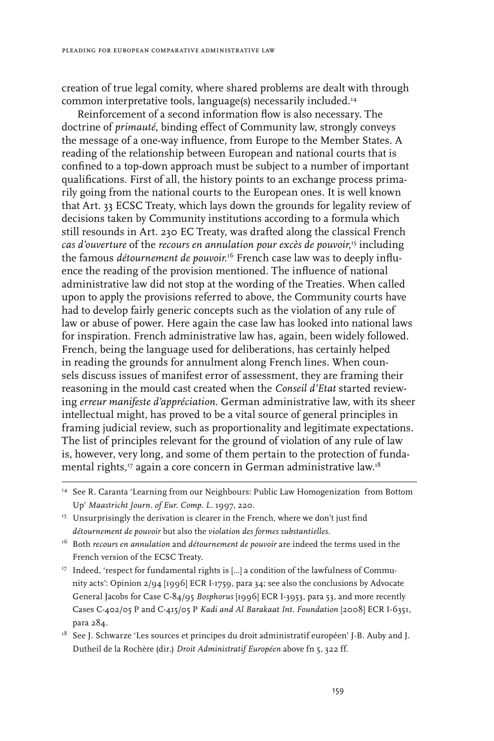creation of true legal comity, where shared problems are dealt with through common interpretative tools, language(s) necessarily included.[14]

Reinforcement of a second information flow is also necessary. The doctrine of *primauté*, binding effect of Community law, strongly conveys the message of a one-way influence, from Europe to the Member States. A reading of the relationship between European and national courts that is confined to a top-down approach must be subject to a number of important qualifications. First of all, the history points to an exchange process primarily going from the national courts to the European ones. It is well known that Art. 33 ECSC Treaty, which lays down the grounds for legality review of decisions taken by Community institutions according to a formula which still resounds in Art. 230 EC Treaty, was drafted along the classical French *cas d'ouverture* of the *recours en annulation pour excès de pouvoir*,[15] including the famous *détournement de pouvoir*.[16] French case law was to deeply influence the reading of the provision mentioned. The influence of national administrative law did not stop at the wording of the Treaties. When called upon to apply the provisions referred to above, the Community courts have had to develop fairly generic concepts such as the violation of any rule of law or abuse of power. Here again the case law has looked into national laws for inspiration. French administrative law has, again, been widely followed. French, being the language used for deliberations, has certainly helped in reading the grounds for annulment along French lines. When counsels discuss issues of manifest error of assessment, they are framing their reasoning in the mould cast created when the *Conseil d'Etat* started reviewing *erreur manifeste d'appréciation*. German administrative law, with its sheer intellectual might, has proved to be a vital source of general principles in framing judicial review, such as proportionality and legitimate expectations. The list of principles relevant for the ground of violation of any rule of law is, however, very long, and some of them pertain to the protection of fundamental rights,[17] again a core concern in German administrative law.[18]

---

[14] See R. Caranta 'Learning from our Neighbours: Public Law Homogenization from Bottom Up' *Maastricht Journ. of Eur. Comp. L.* 1997, 220.

[15] Unsurprisingly the derivation is clearer in the French, where we don't just find *détournement de pouvoir* but also the *violation des formes substantielles*.

[16] Both *recours en annulation* and *détournement de pouvoir* are indeed the terms used in the French version of the ECSC Treaty.

[17] Indeed, 'respect for fundamental rights is [...] a condition of the lawfulness of Community acts': Opinion 2/94 [1996] ECR I-1759, para 34; see also the conclusions by Advocate General Jacobs for Case C-84/95 *Bosphorus* [1996] ECR I-3953, para 53, and more recently Cases C-402/05 P and C-415/05 P *Kadi and Al Barakaat Int. Foundation* [2008] ECR I-6351, para 284.

[18] See J. Schwarze 'Les sources et principes du droit administratif européen' J-B. Auby and J. Dutheil de la Rochère (dir.) *Droit Administratif Européen* above fn 5, 322 ff.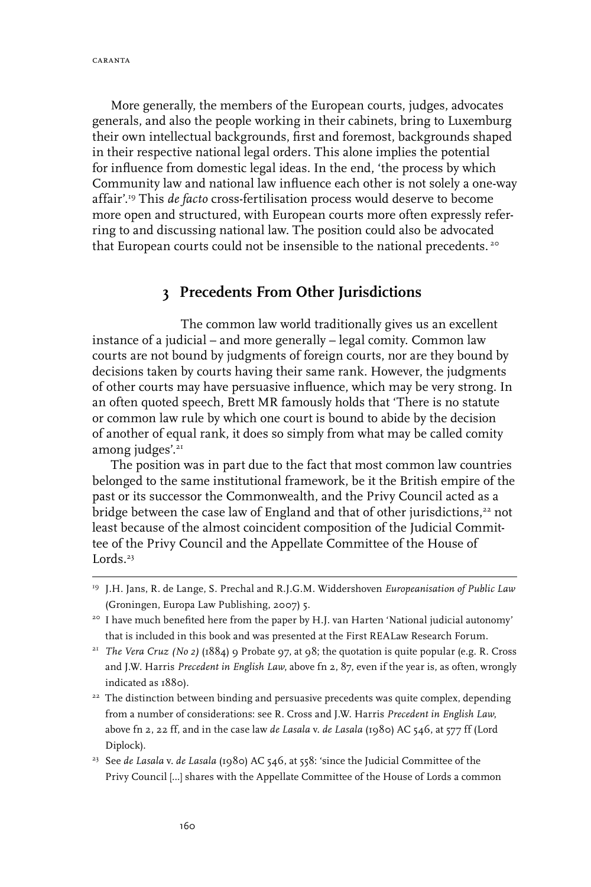More generally, the members of the European courts, judges, advocates generals, and also the people working in their cabinets, bring to Luxemburg their own intellectual backgrounds, first and foremost, backgrounds shaped in their respective national legal orders. This alone implies the potential for influence from domestic legal ideas. In the end, 'the process by which Community law and national law influence each other is not solely a one-way affair'.[19] This *de facto* cross-fertilisation process would deserve to become more open and structured, with European courts more often expressly referring to and discussing national law. The position could also be advocated that European courts could not be insensible to the national precedents.[20]

## 3 Precedents From Other Jurisdictions

The common law world traditionally gives us an excellent instance of a judicial – and more generally – legal comity. Common law courts are not bound by judgments of foreign courts, nor are they bound by decisions taken by courts having their same rank. However, the judgments of other courts may have persuasive influence, which may be very strong. In an often quoted speech, Brett MR famously holds that 'There is no statute or common law rule by which one court is bound to abide by the decision of another of equal rank, it does so simply from what may be called comity among judges'.[21]

The position was in part due to the fact that most common law countries belonged to the same institutional framework, be it the British empire of the past or its successor the Commonwealth, and the Privy Council acted as a bridge between the case law of England and that of other jurisdictions,[22] not least because of the almost coincident composition of the Judicial Committee of the Privy Council and the Appellate Committee of the House of Lords.[23]

---

[19] J.H. Jans, R. de Lange, S. Prechal and R.J.G.M. Widdershoven *Europeanisation of Public Law* (Groningen, Europa Law Publishing, 2007) 5.

[20] I have much benefited here from the paper by H.J. van Harten 'National judicial autonomy' that is included in this book and was presented at the First REALaw Research Forum.

[21] *The Vera Cruz (No 2)* (1884) 9 Probate 97, at 98; the quotation is quite popular (e.g. R. Cross and J.W. Harris *Precedent in English Law*, above fn 2, 87, even if the year is, as often, wrongly indicated as 1880).

[22] The distinction between binding and persuasive precedents was quite complex, depending from a number of considerations: see R. Cross and J.W. Harris *Precedent in English Law*, above fn 2, 22 ff, and in the case law *de Lasala* v. *de Lasala* (1980) AC 546, at 577 ff (Lord Diplock).

[23] See *de Lasala* v. *de Lasala* (1980) AC 546, at 558: 'since the Judicial Committee of the Privy Council [...] shares with the Appellate Committee of the House of Lords a common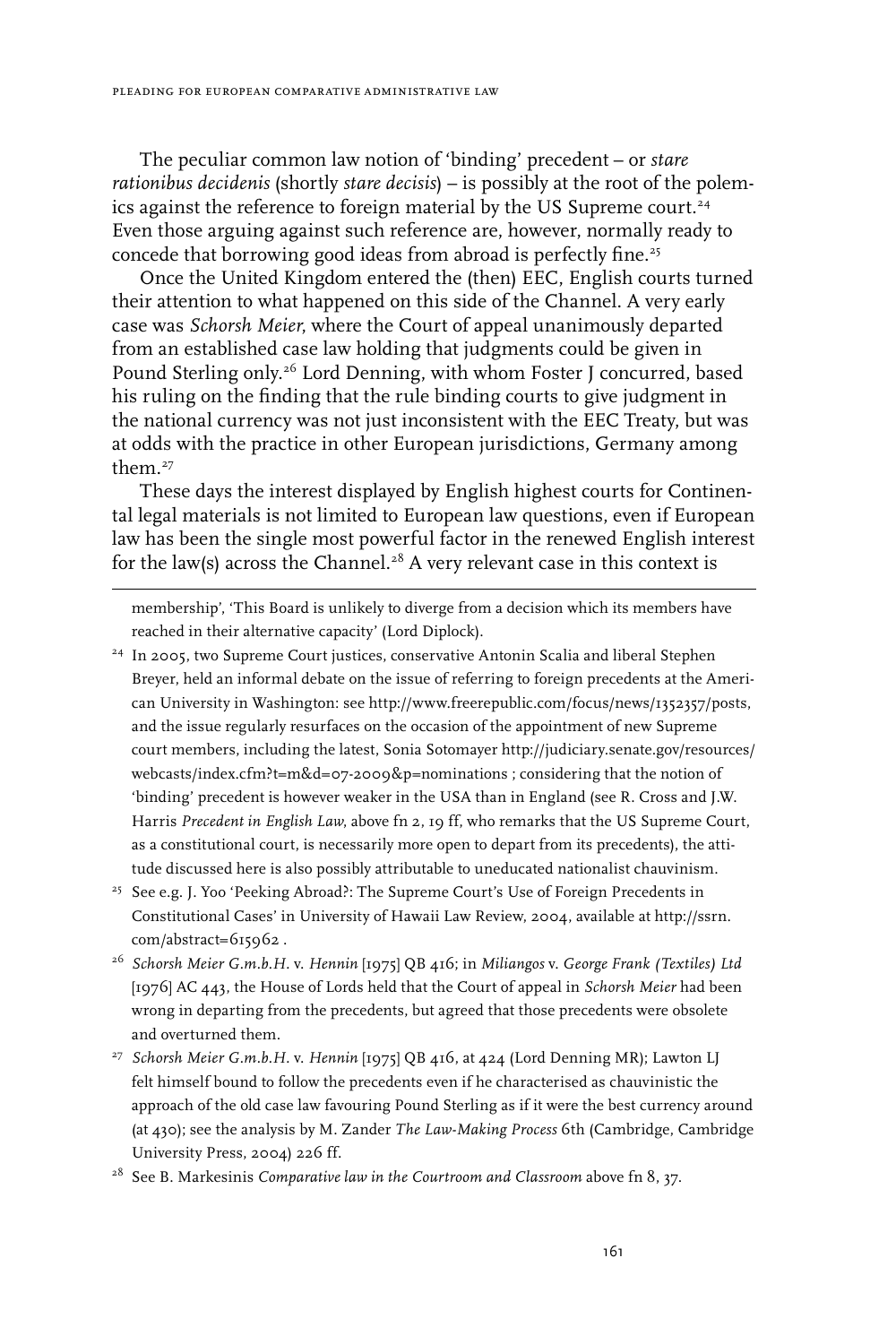The peculiar common law notion of 'binding' precedent – or *stare rationibus decidenis* (shortly *stare decisis*) – is possibly at the root of the polemics against the reference to foreign material by the US Supreme court.[24] Even those arguing against such reference are, however, normally ready to concede that borrowing good ideas from abroad is perfectly fine.[25]

Once the United Kingdom entered the (then) EEC, English courts turned their attention to what happened on this side of the Channel. A very early case was *Schorsh Meier*, where the Court of appeal unanimously departed from an established case law holding that judgments could be given in Pound Sterling only.[26] Lord Denning, with whom Foster J concurred, based his ruling on the finding that the rule binding courts to give judgment in the national currency was not just inconsistent with the EEC Treaty, but was at odds with the practice in other European jurisdictions, Germany among them.[27]

These days the interest displayed by English highest courts for Continental legal materials is not limited to European law questions, even if European law has been the single most powerful factor in the renewed English interest for the law(s) across the Channel.[28] A very relevant case in this context is

---

membership', 'This Board is unlikely to diverge from a decision which its members have reached in their alternative capacity' (Lord Diplock).

[24] In 2005, two Supreme Court justices, conservative Antonin Scalia and liberal Stephen Breyer, held an informal debate on the issue of referring to foreign precedents at the American University in Washington: see http://www.freerepublic.com/focus/news/1352357/posts, and the issue regularly resurfaces on the occasion of the appointment of new Supreme court members, including the latest, Sonia Sotomayer http://judiciary.senate.gov/resources/webcasts/index.cfm?t=m&d=07-2009&p=nominations ; considering that the notion of 'binding' precedent is however weaker in the USA than in England (see R. Cross and J.W. Harris *Precedent in English Law*, above fn 2, 19 ff, who remarks that the US Supreme Court, as a constitutional court, is necessarily more open to depart from its precedents), the attitude discussed here is also possibly attributable to uneducated nationalist chauvinism.

[25] See e.g. J. Yoo 'Peeking Abroad?: The Supreme Court's Use of Foreign Precedents in Constitutional Cases' in University of Hawaii Law Review, 2004, available at http://ssrn.com/abstract=615962 .

[26] *Schorsh Meier G.m.b.H.* v. *Hennin* [1975] QB 416; in *Miliangos* v. *George Frank (Textiles) Ltd* [1976] AC 443, the House of Lords held that the Court of appeal in *Schorsh Meier* had been wrong in departing from the precedents, but agreed that those precedents were obsolete and overturned them.

[27] *Schorsh Meier G.m.b.H.* v. *Hennin* [1975] QB 416, at 424 (Lord Denning MR); Lawton LJ felt himself bound to follow the precedents even if he characterised as chauvinistic the approach of the old case law favouring Pound Sterling as if it were the best currency around (at 430); see the analysis by M. Zander *The Law-Making Process* 6th (Cambridge, Cambridge University Press, 2004) 226 ff.

[28] See B. Markesinis *Comparative law in the Courtroom and Classroom* above fn 8, 37.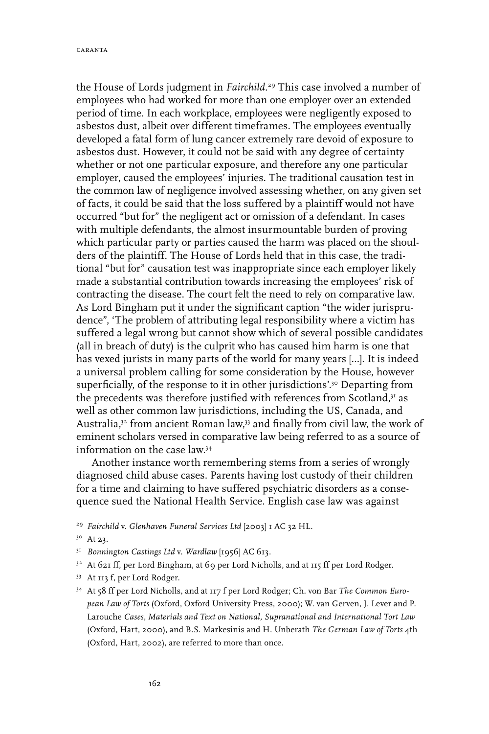the House of Lords judgment in *Fairchild*.[29] This case involved a number of employees who had worked for more than one employer over an extended period of time. In each workplace, employees were negligently exposed to asbestos dust, albeit over different timeframes. The employees eventually developed a fatal form of lung cancer extremely rare devoid of exposure to asbestos dust. However, it could not be said with any degree of certainty whether or not one particular exposure, and therefore any one particular employer, caused the employees' injuries. The traditional causation test in the common law of negligence involved assessing whether, on any given set of facts, it could be said that the loss suffered by a plaintiff would not have occurred "but for" the negligent act or omission of a defendant. In cases with multiple defendants, the almost insurmountable burden of proving which particular party or parties caused the harm was placed on the shoulders of the plaintiff. The House of Lords held that in this case, the traditional "but for" causation test was inappropriate since each employer likely made a substantial contribution towards increasing the employees' risk of contracting the disease. The court felt the need to rely on comparative law. As Lord Bingham put it under the significant caption "the wider jurisprudence", 'The problem of attributing legal responsibility where a victim has suffered a legal wrong but cannot show which of several possible candidates (all in breach of duty) is the culprit who has caused him harm is one that has vexed jurists in many parts of the world for many years [...]. It is indeed a universal problem calling for some consideration by the House, however superficially, of the response to it in other jurisdictions'.[30] Departing from the precedents was therefore justified with references from Scotland,[31] as well as other common law jurisdictions, including the US, Canada, and Australia,[32] from ancient Roman law,[33] and finally from civil law, the work of eminent scholars versed in comparative law being referred to as a source of information on the case law.[34]

Another instance worth remembering stems from a series of wrongly diagnosed child abuse cases. Parents having lost custody of their children for a time and claiming to have suffered psychiatric disorders as a consequence sued the National Health Service. English case law was against

---

[29] *Fairchild* v. *Glenhaven Funeral Services Ltd* [2003] 1 AC 32 HL.

[30] At 23.

[31] *Bonnington Castings Ltd* v. *Wardlaw* [1956] AC 613.

[32] At 621 ff, per Lord Bingham, at 69 per Lord Nicholls, and at 115 ff per Lord Rodger.

[33] At 113 f, per Lord Rodger.

[34] At 58 ff per Lord Nicholls, and at 117 f per Lord Rodger; Ch. von Bar *The Common European Law of Torts* (Oxford, Oxford University Press, 2000); W. van Gerven, J. Lever and P. Larouche *Cases, Materials and Text on National, Supranational and International Tort Law* (Oxford, Hart, 2000), and B.S. Markesinis and H. Unberath *The German Law of Torts* 4th (Oxford, Hart, 2002), are referred to more than once.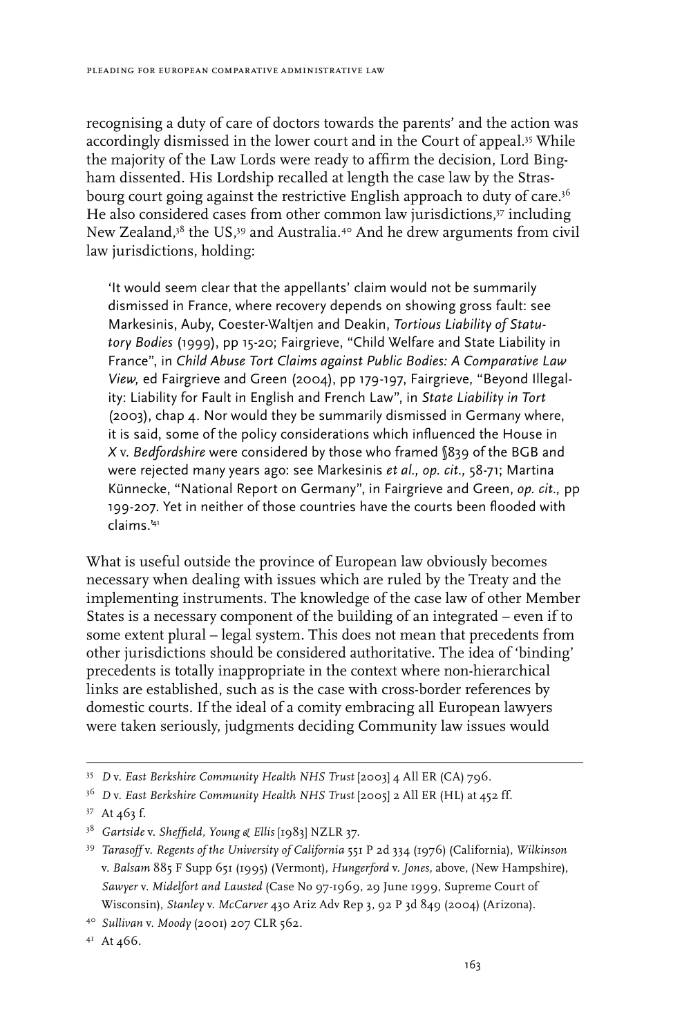recognising a duty of care of doctors towards the parents' and the action was accordingly dismissed in the lower court and in the Court of appeal.[35] While the majority of the Law Lords were ready to affirm the decision, Lord Bingham dissented. His Lordship recalled at length the case law by the Strasbourg court going against the restrictive English approach to duty of care.[36] He also considered cases from other common law jurisdictions,[37] including New Zealand,[38] the US,[39] and Australia.[40] And he drew arguments from civil law jurisdictions, holding:

> 'It would seem clear that the appellants' claim would not be summarily dismissed in France, where recovery depends on showing gross fault: see Markesinis, Auby, Coester-Waltjen and Deakin, *Tortious Liability of Statutory Bodies* (1999), pp 15-20; Fairgrieve, "Child Welfare and State Liability in France", in *Child Abuse Tort Claims against Public Bodies: A Comparative Law View,* ed Fairgrieve and Green (2004), pp 179-197, Fairgrieve, "Beyond Illegality: Liability for Fault in English and French Law", in *State Liability in Tort* (2003), chap 4. Nor would they be summarily dismissed in Germany where, it is said, some of the policy considerations which influenced the House in *X* v. *Bedfordshire* were considered by those who framed §839 of the BGB and were rejected many years ago: see Markesinis *et al., op. cit.,* 58-71; Martina Künnecke, "National Report on Germany", in Fairgrieve and Green, *op. cit.,* pp 199-207. Yet in neither of those countries have the courts been flooded with claims.'[41]

What is useful outside the province of European law obviously becomes necessary when dealing with issues which are ruled by the Treaty and the implementing instruments. The knowledge of the case law of other Member States is a necessary component of the building of an integrated – even if to some extent plural – legal system. This does not mean that precedents from other jurisdictions should be considered authoritative. The idea of 'binding' precedents is totally inappropriate in the context where non-hierarchical links are established, such as is the case with cross-border references by domestic courts. If the ideal of a comity embracing all European lawyers were taken seriously, judgments deciding Community law issues would

---

[35] *D* v. *East Berkshire Community Health NHS Trust* [2003] 4 All ER (CA) 796.

[36] *D* v. *East Berkshire Community Health NHS Trust* [2005] 2 All ER (HL) at 452 ff.

[37] At 463 f.

[38] *Gartside* v. *Sheffield, Young & Ellis* [1983] NZLR 37.

[39] *Tarasoff* v. *Regents of the University of California* 551 P 2d 334 (1976) (California), *Wilkinson* v. *Balsam* 885 F Supp 651 (1995) (Vermont), *Hungerford* v. *Jones,* above, (New Hampshire), *Sawyer* v. *Midelfort and Lausted* (Case No 97-1969, 29 June 1999, Supreme Court of Wisconsin), *Stanley* v. *McCarver* 430 Ariz Adv Rep 3, 92 P 3d 849 (2004) (Arizona).

[40] *Sullivan* v. *Moody* (2001) 207 CLR 562.

[41] At 466.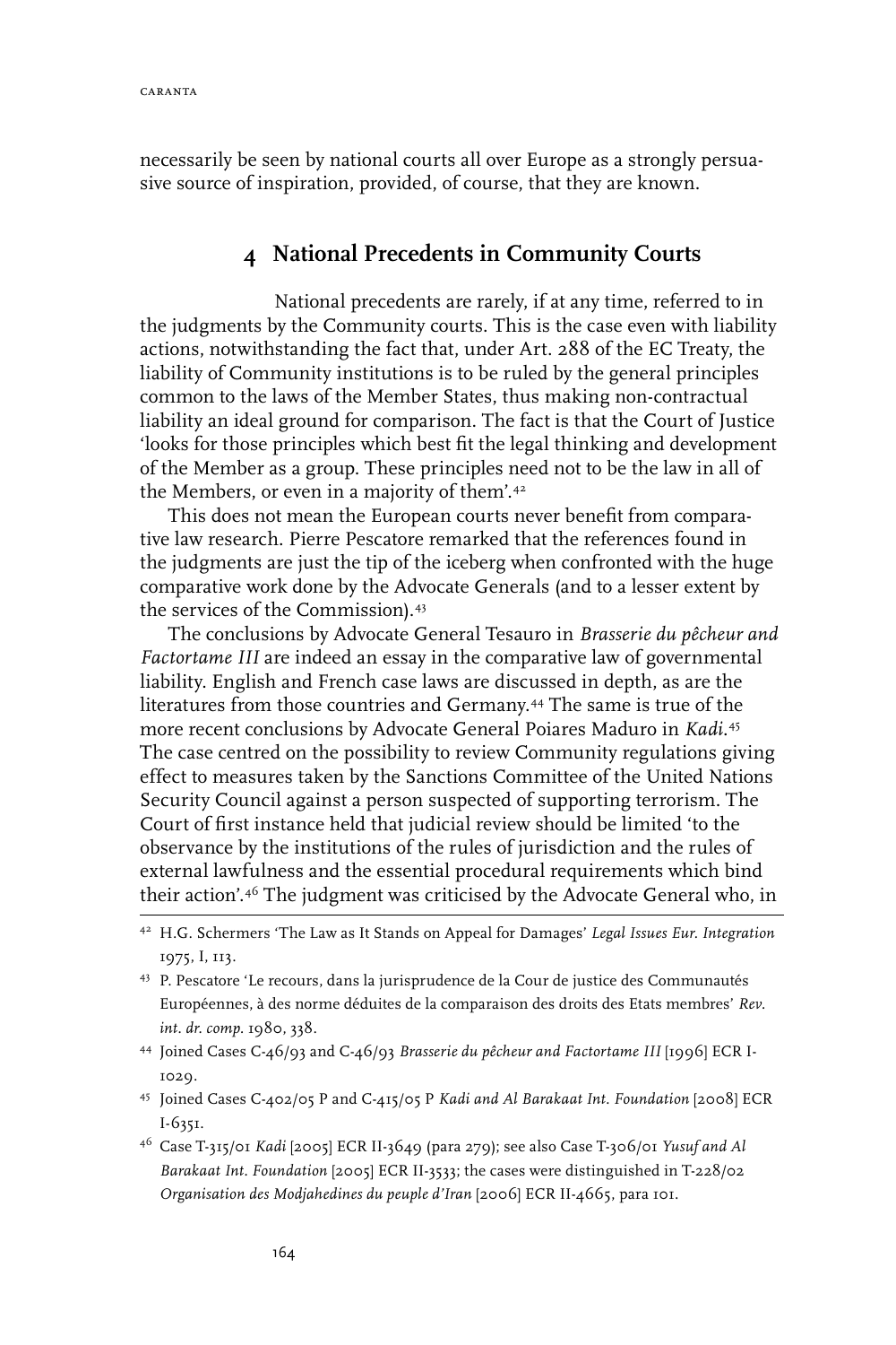necessarily be seen by national courts all over Europe as a strongly persuasive source of inspiration, provided, of course, that they are known.

## 4 National Precedents in Community Courts

National precedents are rarely, if at any time, referred to in the judgments by the Community courts. This is the case even with liability actions, notwithstanding the fact that, under Art. 288 of the EC Treaty, the liability of Community institutions is to be ruled by the general principles common to the laws of the Member States, thus making non-contractual liability an ideal ground for comparison. The fact is that the Court of Justice 'looks for those principles which best fit the legal thinking and development of the Member as a group. These principles need not to be the law in all of the Members, or even in a majority of them'.[42]

This does not mean the European courts never benefit from comparative law research. Pierre Pescatore remarked that the references found in the judgments are just the tip of the iceberg when confronted with the huge comparative work done by the Advocate Generals (and to a lesser extent by the services of the Commission).[43]

The conclusions by Advocate General Tesauro in *Brasserie du pêcheur and Factortame III* are indeed an essay in the comparative law of governmental liability. English and French case laws are discussed in depth, as are the literatures from those countries and Germany.[44] The same is true of the more recent conclusions by Advocate General Poiares Maduro in *Kadi*.[45] The case centred on the possibility to review Community regulations giving effect to measures taken by the Sanctions Committee of the United Nations Security Council against a person suspected of supporting terrorism. The Court of first instance held that judicial review should be limited 'to the observance by the institutions of the rules of jurisdiction and the rules of external lawfulness and the essential procedural requirements which bind their action'.[46] The judgment was criticised by the Advocate General who, in

---

[42] H.G. Schermers 'The Law as It Stands on Appeal for Damages' *Legal Issues Eur. Integration* 1975, I, 113.

[43] P. Pescatore 'Le recours, dans la jurisprudence de la Cour de justice des Communautés Européennes, à des norme déduites de la comparaison des droits des Etats membres' *Rev. int. dr. comp.* 1980, 338.

[44] Joined Cases C-46/93 and C-46/93 *Brasserie du pêcheur and Factortame III* [1996] ECR I-1029.

[45] Joined Cases C-402/05 P and C-415/05 P *Kadi and Al Barakaat Int. Foundation* [2008] ECR I-6351.

[46] Case T-315/01 *Kadi* [2005] ECR II-3649 (para 279); see also Case T-306/01 *Yusuf and Al Barakaat Int. Foundation* [2005] ECR II-3533; the cases were distinguished in T-228/02 *Organisation des Modjahedines du peuple d'Iran* [2006] ECR II-4665, para 101.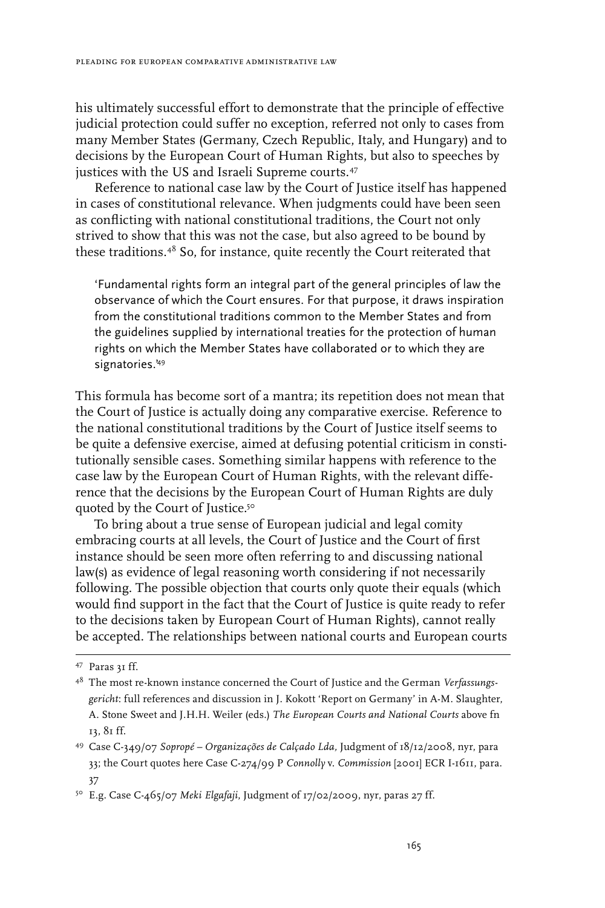his ultimately successful effort to demonstrate that the principle of effective judicial protection could suffer no exception, referred not only to cases from many Member States (Germany, Czech Republic, Italy, and Hungary) and to decisions by the European Court of Human Rights, but also to speeches by justices with the US and Israeli Supreme courts.[47]

Reference to national case law by the Court of Justice itself has happened in cases of constitutional relevance. When judgments could have been seen as conflicting with national constitutional traditions, the Court not only strived to show that this was not the case, but also agreed to be bound by these traditions.[48] So, for instance, quite recently the Court reiterated that

> 'Fundamental rights form an integral part of the general principles of law the observance of which the Court ensures. For that purpose, it draws inspiration from the constitutional traditions common to the Member States and from the guidelines supplied by international treaties for the protection of human rights on which the Member States have collaborated or to which they are signatories.'[49]

This formula has become sort of a mantra; its repetition does not mean that the Court of Justice is actually doing any comparative exercise. Reference to the national constitutional traditions by the Court of Justice itself seems to be quite a defensive exercise, aimed at defusing potential criticism in constitutionally sensible cases. Something similar happens with reference to the case law by the European Court of Human Rights, with the relevant difference that the decisions by the European Court of Human Rights are duly quoted by the Court of Justice.[50]

To bring about a true sense of European judicial and legal comity embracing courts at all levels, the Court of Justice and the Court of first instance should be seen more often referring to and discussing national law(s) as evidence of legal reasoning worth considering if not necessarily following. The possible objection that courts only quote their equals (which would find support in the fact that the Court of Justice is quite ready to refer to the decisions taken by European Court of Human Rights), cannot really be accepted. The relationships between national courts and European courts

---

[47] Paras 31 ff.

[48] The most re-known instance concerned the Court of Justice and the German *Verfassungsgericht*: full references and discussion in J. Kokott 'Report on Germany' in A-M. Slaughter, A. Stone Sweet and J.H.H. Weiler (eds.) *The European Courts and National Courts* above fn 13, 81 ff.

[49] Case C-349/07 *Sopropé – Organizações de Calçado Lda*, Judgment of 18/12/2008, nyr, para 33; the Court quotes here Case C-274/99 P *Connolly* v. *Commission* [2001] ECR I-1611, para. 37

[50] E.g. Case C-465/07 *Meki Elgafaji*, Judgment of 17/02/2009, nyr, paras 27 ff.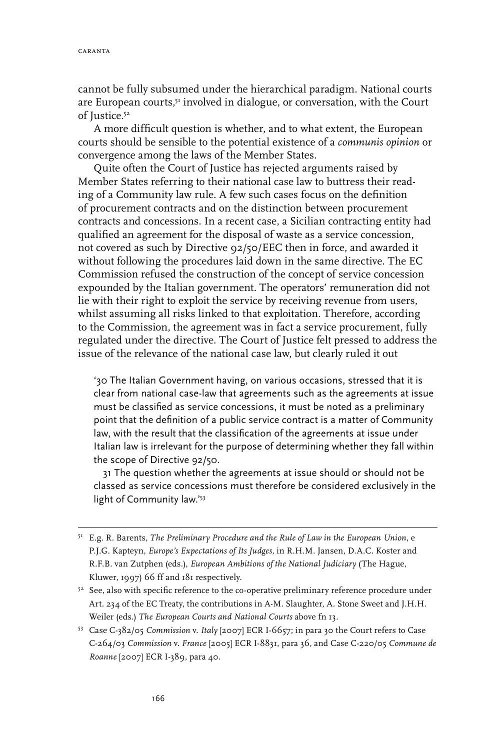cannot be fully subsumed under the hierarchical paradigm. National courts are European courts,[51] involved in dialogue, or conversation, with the Court of Justice.[52]

A more difficult question is whether, and to what extent, the European courts should be sensible to the potential existence of a *communis opinion* or convergence among the laws of the Member States.

Quite often the Court of Justice has rejected arguments raised by Member States referring to their national case law to buttress their reading of a Community law rule. A few such cases focus on the definition of procurement contracts and on the distinction between procurement contracts and concessions. In a recent case, a Sicilian contracting entity had qualified an agreement for the disposal of waste as a service concession, not covered as such by Directive 92/50/EEC then in force, and awarded it without following the procedures laid down in the same directive. The EC Commission refused the construction of the concept of service concession expounded by the Italian government. The operators' remuneration did not lie with their right to exploit the service by receiving revenue from users, whilst assuming all risks linked to that exploitation. Therefore, according to the Commission, the agreement was in fact a service procurement, fully regulated under the directive. The Court of Justice felt pressed to address the issue of the relevance of the national case law, but clearly ruled it out

> '30 The Italian Government having, on various occasions, stressed that it is clear from national case-law that agreements such as the agreements at issue must be classified as service concessions, it must be noted as a preliminary point that the definition of a public service contract is a matter of Community law, with the result that the classification of the agreements at issue under Italian law is irrelevant for the purpose of determining whether they fall within the scope of Directive 92/50.
>
> 31 The question whether the agreements at issue should or should not be classed as service concessions must therefore be considered exclusively in the light of Community law.'[53]

---

[51] E.g. R. Barents, *The Preliminary Procedure and the Rule of Law in the European Union*, e P.J.G. Kapteyn, *Europe's Expectations of Its Judges*, in R.H.M. Jansen, D.A.C. Koster and R.F.B. van Zutphen (eds.), *European Ambitions of the National Judiciary* (The Hague, Kluwer, 1997) 66 ff and 181 respectively.

[52] See, also with specific reference to the co-operative preliminary reference procedure under Art. 234 of the EC Treaty, the contributions in A-M. Slaughter, A. Stone Sweet and J.H.H. Weiler (eds.) *The European Courts and National Courts* above fn 13.

[53] Case C-382/05 *Commission* v. *Italy* [2007] ECR I-6657; in para 30 the Court refers to Case C-264/03 *Commission* v. *France* [2005] ECR I-8831, para 36, and Case C-220/05 *Commune de Roanne* [2007] ECR I-389, para 40.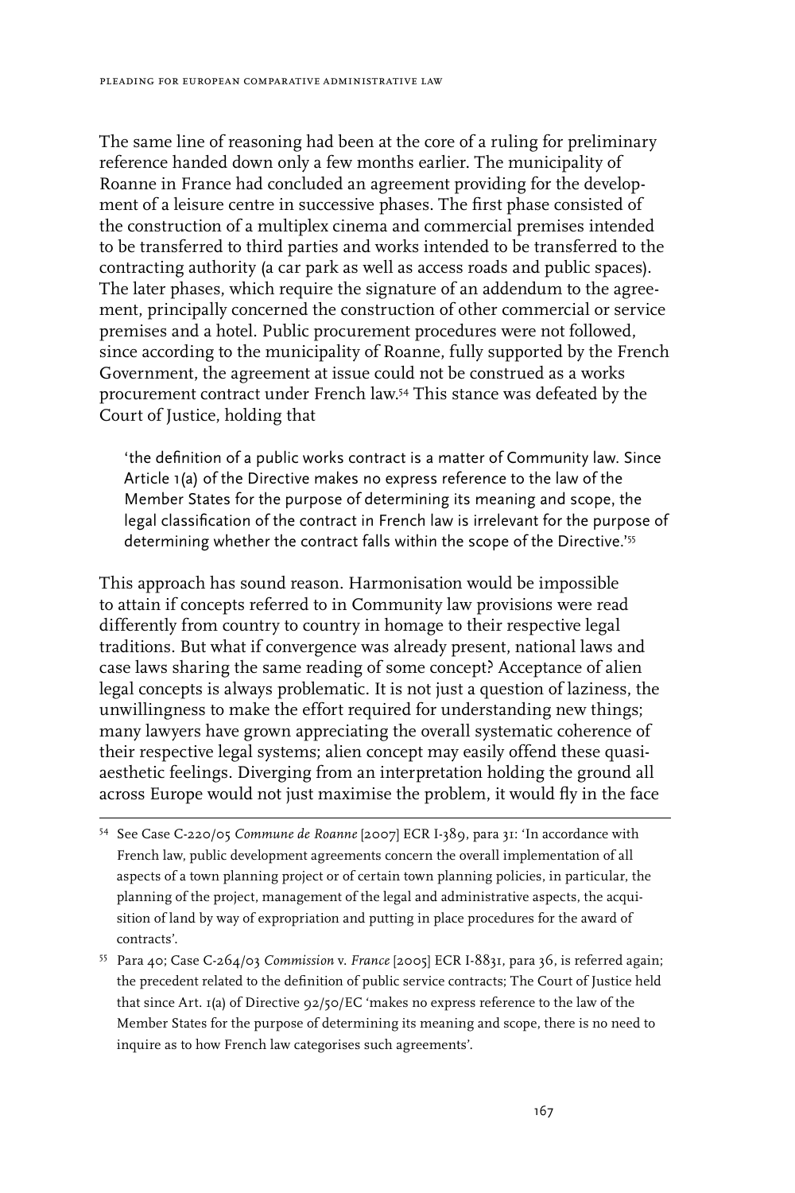The same line of reasoning had been at the core of a ruling for preliminary reference handed down only a few months earlier. The municipality of Roanne in France had concluded an agreement providing for the development of a leisure centre in successive phases. The first phase consisted of the construction of a multiplex cinema and commercial premises intended to be transferred to third parties and works intended to be transferred to the contracting authority (a car park as well as access roads and public spaces). The later phases, which require the signature of an addendum to the agreement, principally concerned the construction of other commercial or service premises and a hotel. Public procurement procedures were not followed, since according to the municipality of Roanne, fully supported by the French Government, the agreement at issue could not be construed as a works procurement contract under French law.[54] This stance was defeated by the Court of Justice, holding that

> 'the definition of a public works contract is a matter of Community law. Since Article 1(a) of the Directive makes no express reference to the law of the Member States for the purpose of determining its meaning and scope, the legal classification of the contract in French law is irrelevant for the purpose of determining whether the contract falls within the scope of the Directive.'[55]

This approach has sound reason. Harmonisation would be impossible to attain if concepts referred to in Community law provisions were read differently from country to country in homage to their respective legal traditions. But what if convergence was already present, national laws and case laws sharing the same reading of some concept? Acceptance of alien legal concepts is always problematic. It is not just a question of laziness, the unwillingness to make the effort required for understanding new things; many lawyers have grown appreciating the overall systematic coherence of their respective legal systems; alien concept may easily offend these quasi-aesthetic feelings. Diverging from an interpretation holding the ground all across Europe would not just maximise the problem, it would fly in the face

---

[54] See Case C-220/05 *Commune de Roanne* [2007] ECR I-389, para 31: 'In accordance with French law, public development agreements concern the overall implementation of all aspects of a town planning project or of certain town planning policies, in particular, the planning of the project, management of the legal and administrative aspects, the acquisition of land by way of expropriation and putting in place procedures for the award of contracts'.

[55] Para 40; Case C-264/03 *Commission* v. *France* [2005] ECR I-8831, para 36, is referred again; the precedent related to the definition of public service contracts; The Court of Justice held that since Art. 1(a) of Directive 92/50/EC 'makes no express reference to the law of the Member States for the purpose of determining its meaning and scope, there is no need to inquire as to how French law categorises such agreements'.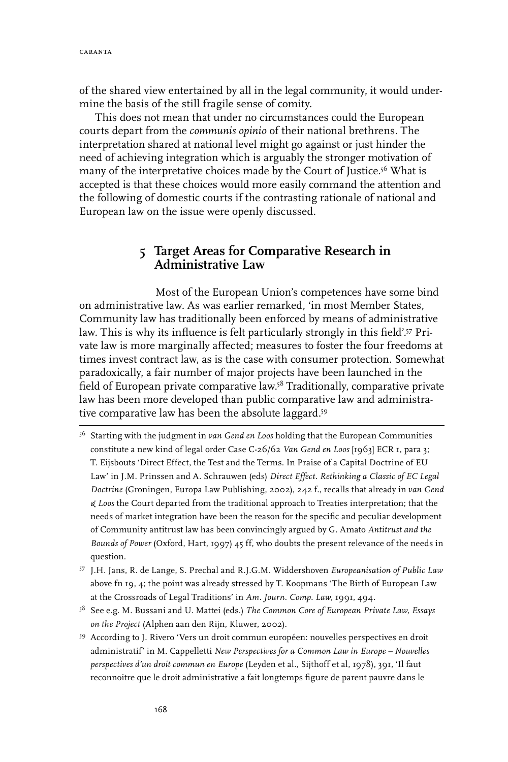of the shared view entertained by all in the legal community, it would undermine the basis of the still fragile sense of comity.

This does not mean that under no circumstances could the European courts depart from the *communis opinio* of their national brethrens. The interpretation shared at national level might go against or just hinder the need of achieving integration which is arguably the stronger motivation of many of the interpretative choices made by the Court of Justice.[56] What is accepted is that these choices would more easily command the attention and the following of domestic courts if the contrasting rationale of national and European law on the issue were openly discussed.

## 5 Target Areas for Comparative Research in Administrative Law

Most of the European Union's competences have some bind on administrative law. As was earlier remarked, 'in most Member States, Community law has traditionally been enforced by means of administrative law. This is why its influence is felt particularly strongly in this field'.[57] Private law is more marginally affected; measures to foster the four freedoms at times invest contract law, as is the case with consumer protection. Somewhat paradoxically, a fair number of major projects have been launched in the field of European private comparative law.[58] Traditionally, comparative private law has been more developed than public comparative law and administrative comparative law has been the absolute laggard.[59]

---

[56] Starting with the judgment in *van Gend en Loos* holding that the European Communities constitute a new kind of legal order Case C-26/62 *Van Gend en Loos* [1963] ECR 1, para 3; T. Eijsbouts 'Direct Effect, the Test and the Terms. In Praise of a Capital Doctrine of EU Law' in J.M. Prinssen and A. Schrauwen (eds) *Direct Effect. Rethinking a Classic of EC Legal Doctrine* (Groningen, Europa Law Publishing, 2002), 242 f., recalls that already in *van Gend & Loos* the Court departed from the traditional approach to Treaties interpretation; that the needs of market integration have been the reason for the specific and peculiar development of Community antitrust law has been convincingly argued by G. Amato *Antitrust and the Bounds of Power* (Oxford, Hart, 1997) 45 ff, who doubts the present relevance of the needs in question.

[57] J.H. Jans, R. de Lange, S. Prechal and R.J.G.M. Widdershoven *Europeanisation of Public Law* above fn 19, 4; the point was already stressed by T. Koopmans 'The Birth of European Law at the Crossroads of Legal Traditions' in *Am. Journ. Comp. Law*, 1991, 494.

[58] See e.g. M. Bussani and U. Mattei (eds.) *The Common Core of European Private Law, Essays on the Project* (Alphen aan den Rijn, Kluwer, 2002).

[59] According to J. Rivero 'Vers un droit commun européen: nouvelles perspectives en droit administratif' in M. Cappelletti *New Perspectives for a Common Law in Europe – Nouvelles perspectives d'un droit commun en Europe* (Leyden et al., Sijthoff et al, 1978), 391, 'Il faut reconnoitre que le droit administrative a fait longtemps figure de parent pauvre dans le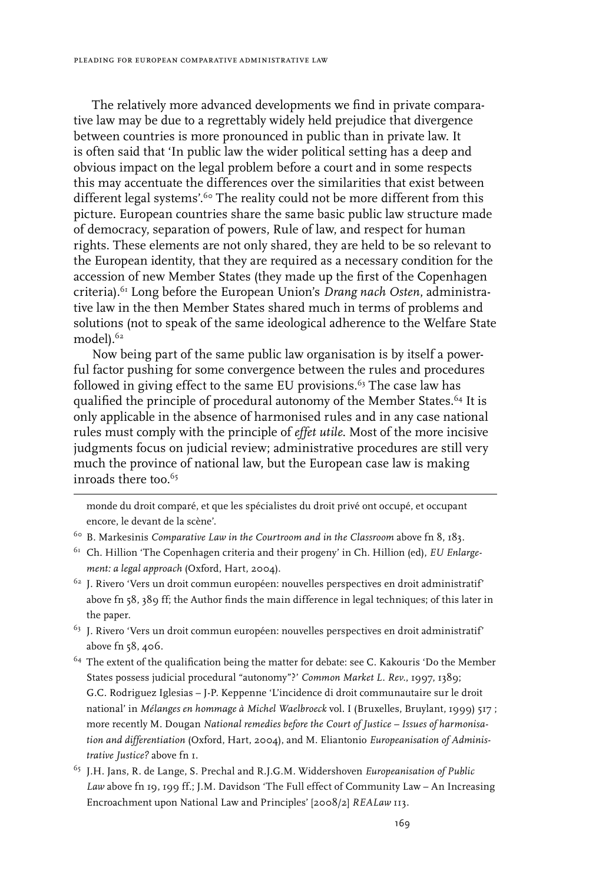The relatively more advanced developments we find in private comparative law may be due to a regrettably widely held prejudice that divergence between countries is more pronounced in public than in private law. It is often said that 'In public law the wider political setting has a deep and obvious impact on the legal problem before a court and in some respects this may accentuate the differences over the similarities that exist between different legal systems'.[60] The reality could not be more different from this picture. European countries share the same basic public law structure made of democracy, separation of powers, Rule of law, and respect for human rights. These elements are not only shared, they are held to be so relevant to the European identity, that they are required as a necessary condition for the accession of new Member States (they made up the first of the Copenhagen criteria).[61] Long before the European Union's *Drang nach Osten*, administrative law in the then Member States shared much in terms of problems and solutions (not to speak of the same ideological adherence to the Welfare State model).[62]

Now being part of the same public law organisation is by itself a powerful factor pushing for some convergence between the rules and procedures followed in giving effect to the same EU provisions.[63] The case law has qualified the principle of procedural autonomy of the Member States.[64] It is only applicable in the absence of harmonised rules and in any case national rules must comply with the principle of *effet utile*. Most of the more incisive judgments focus on judicial review; administrative procedures are still very much the province of national law, but the European case law is making inroads there too.[65]

---

monde du droit comparé, et que les spécialistes du droit privé ont occupé, et occupant encore, le devant de la scène'.

[60] B. Markesinis *Comparative Law in the Courtroom and in the Classroom* above fn 8, 183.

[61] Ch. Hillion 'The Copenhagen criteria and their progeny' in Ch. Hillion (ed), *EU Enlargement: a legal approach* (Oxford, Hart, 2004).

[62] J. Rivero 'Vers un droit commun européen: nouvelles perspectives en droit administratif' above fn 58, 389 ff; the Author finds the main difference in legal techniques; of this later in the paper.

[63] J. Rivero 'Vers un droit commun européen: nouvelles perspectives en droit administratif' above fn 58, 406.

[64] The extent of the qualification being the matter for debate: see C. Kakouris 'Do the Member States possess judicial procedural "autonomy"?' *Common Market L. Rev.*, 1997, 1389; G.C. Rodriguez Iglesias – J-P. Keppenne 'L'incidence di droit communautaire sur le droit national' in *Mélanges en hommage à Michel Waelbroeck* vol. I (Bruxelles, Bruylant, 1999) 517 ; more recently M. Dougan *National remedies before the Court of Justice – Issues of harmonisation and differentiation* (Oxford, Hart, 2004), and M. Eliantonio *Europeanisation of Administrative Justice?* above fn 1.

[65] J.H. Jans, R. de Lange, S. Prechal and R.J.G.M. Widdershoven *Europeanisation of Public Law* above fn 19, 199 ff.; J.M. Davidson 'The Full effect of Community Law – An Increasing Encroachment upon National Law and Principles' [2008/2] *REALaw* 113.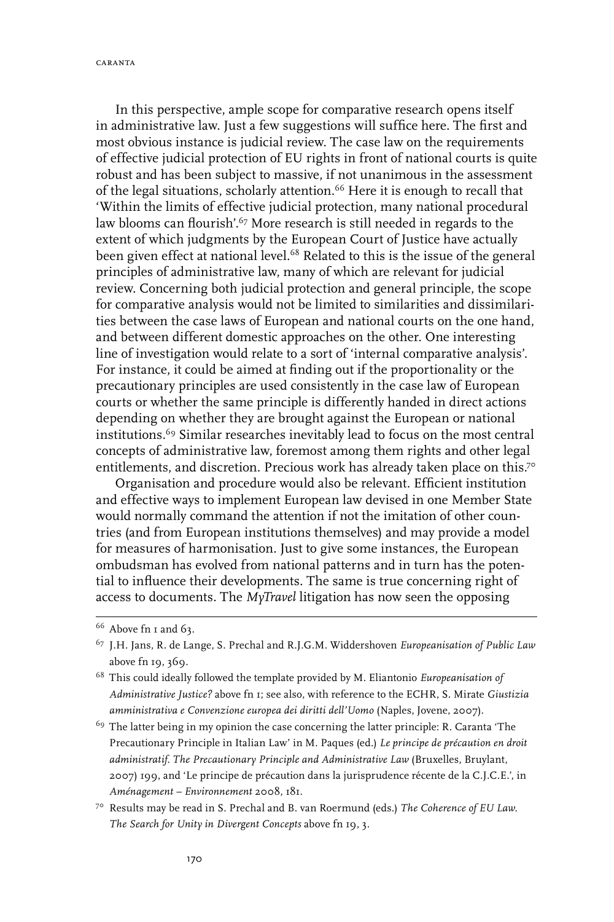In this perspective, ample scope for comparative research opens itself in administrative law. Just a few suggestions will suffice here. The first and most obvious instance is judicial review. The case law on the requirements of effective judicial protection of EU rights in front of national courts is quite robust and has been subject to massive, if not unanimous in the assessment of the legal situations, scholarly attention.[66] Here it is enough to recall that 'Within the limits of effective judicial protection, many national procedural law blooms can flourish'.[67] More research is still needed in regards to the extent of which judgments by the European Court of Justice have actually been given effect at national level.[68] Related to this is the issue of the general principles of administrative law, many of which are relevant for judicial review. Concerning both judicial protection and general principle, the scope for comparative analysis would not be limited to similarities and dissimilarities between the case laws of European and national courts on the one hand, and between different domestic approaches on the other. One interesting line of investigation would relate to a sort of 'internal comparative analysis'. For instance, it could be aimed at finding out if the proportionality or the precautionary principles are used consistently in the case law of European courts or whether the same principle is differently handed in direct actions depending on whether they are brought against the European or national institutions.[69] Similar researches inevitably lead to focus on the most central concepts of administrative law, foremost among them rights and other legal entitlements, and discretion. Precious work has already taken place on this.[70]

Organisation and procedure would also be relevant. Efficient institution and effective ways to implement European law devised in one Member State would normally command the attention if not the imitation of other countries (and from European institutions themselves) and may provide a model for measures of harmonisation. Just to give some instances, the European ombudsman has evolved from national patterns and in turn has the potential to influence their developments. The same is true concerning right of access to documents. The *MyTravel* litigation has now seen the opposing

---

[66] Above fn 1 and 63.

[67] J.H. Jans, R. de Lange, S. Prechal and R.J.G.M. Widdershoven *Europeanisation of Public Law* above fn 19, 369.

[68] This could ideally followed the template provided by M. Eliantonio *Europeanisation of Administrative Justice?* above fn 1; see also, with reference to the ECHR, S. Mirate *Giustizia amministrativa e Convenzione europea dei diritti dell'Uomo* (Naples, Jovene, 2007).

[69] The latter being in my opinion the case concerning the latter principle: R. Caranta 'The Precautionary Principle in Italian Law' in M. Paques (ed.) *Le principe de précaution en droit administratif. The Precautionary Principle and Administrative Law* (Bruxelles, Bruylant, 2007) 199, and 'Le principe de précaution dans la jurisprudence récente de la C.J.C.E.', in *Aménagement – Environnement* 2008, 181.

[70] Results may be read in S. Prechal and B. van Roermund (eds.) *The Coherence of EU Law. The Search for Unity in Divergent Concepts* above fn 19, 3.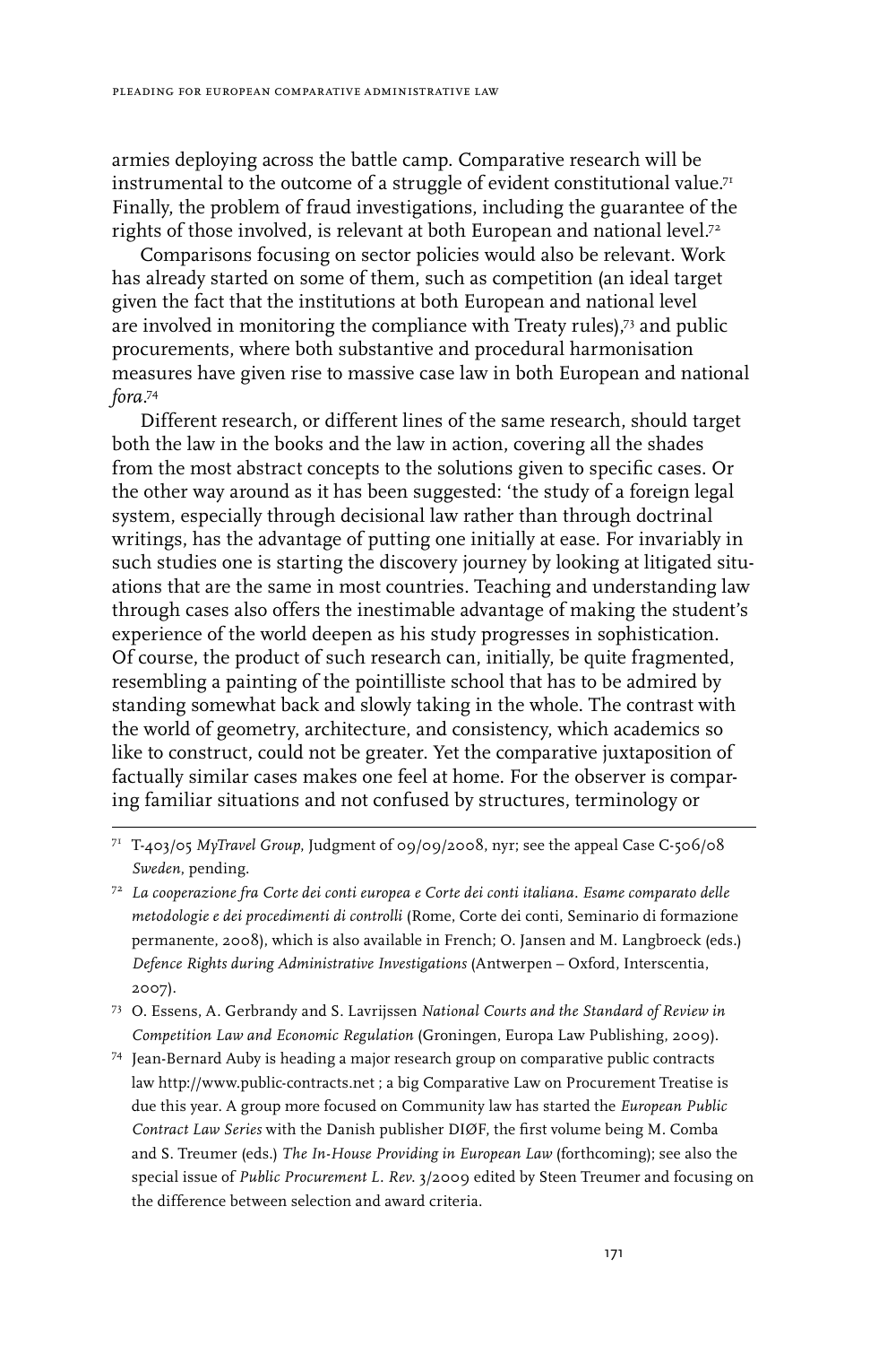armies deploying across the battle camp. Comparative research will be instrumental to the outcome of a struggle of evident constitutional value.[71] Finally, the problem of fraud investigations, including the guarantee of the rights of those involved, is relevant at both European and national level.[72]

Comparisons focusing on sector policies would also be relevant. Work has already started on some of them, such as competition (an ideal target given the fact that the institutions at both European and national level are involved in monitoring the compliance with Treaty rules),[73] and public procurements, where both substantive and procedural harmonisation measures have given rise to massive case law in both European and national *fora*.[74]

Different research, or different lines of the same research, should target both the law in the books and the law in action, covering all the shades from the most abstract concepts to the solutions given to specific cases. Or the other way around as it has been suggested: 'the study of a foreign legal system, especially through decisional law rather than through doctrinal writings, has the advantage of putting one initially at ease. For invariably in such studies one is starting the discovery journey by looking at litigated situations that are the same in most countries. Teaching and understanding law through cases also offers the inestimable advantage of making the student's experience of the world deepen as his study progresses in sophistication. Of course, the product of such research can, initially, be quite fragmented, resembling a painting of the pointilliste school that has to be admired by standing somewhat back and slowly taking in the whole. The contrast with the world of geometry, architecture, and consistency, which academics so like to construct, could not be greater. Yet the comparative juxtaposition of factually similar cases makes one feel at home. For the observer is comparing familiar situations and not confused by structures, terminology or

---

[71] T-403/05 *MyTravel Group*, Judgment of 09/09/2008, nyr; see the appeal Case C-506/08 *Sweden*, pending.

[72] *La cooperazione fra Corte dei conti europea e Corte dei conti italiana. Esame comparato delle metodologie e dei procedimenti di controlli* (Rome, Corte dei conti, Seminario di formazione permanente, 2008), which is also available in French; O. Jansen and M. Langbroeck (eds.) *Defence Rights during Administrative Investigations* (Antwerpen – Oxford, Interscentia, 2007).

[73] O. Essens, A. Gerbrandy and S. Lavrijssen *National Courts and the Standard of Review in Competition Law and Economic Regulation* (Groningen, Europa Law Publishing, 2009).

[74] Jean-Bernard Auby is heading a major research group on comparative public contracts law http://www.public-contracts.net ; a big Comparative Law on Procurement Treatise is due this year. A group more focused on Community law has started the *European Public Contract Law Series* with the Danish publisher DIØF, the first volume being M. Comba and S. Treumer (eds.) *The In-House Providing in European Law* (forthcoming); see also the special issue of *Public Procurement L. Rev.* 3/2009 edited by Steen Treumer and focusing on the difference between selection and award criteria.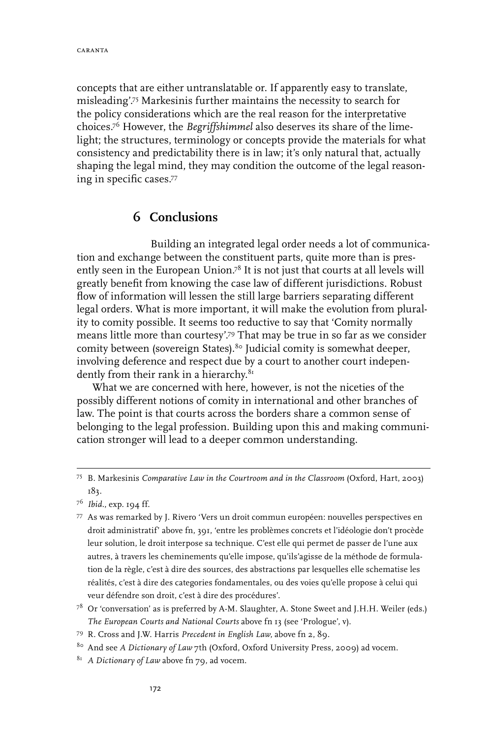concepts that are either untranslatable or. If apparently easy to translate, misleading'.[75] Markesinis further maintains the necessity to search for the policy considerations which are the real reason for the interpretative choices.[76] However, the *Begriffshimmel* also deserves its share of the limelight; the structures, terminology or concepts provide the materials for what consistency and predictability there is in law; it's only natural that, actually shaping the legal mind, they may condition the outcome of the legal reasoning in specific cases.[77]

## 6 Conclusions

Building an integrated legal order needs a lot of communication and exchange between the constituent parts, quite more than is presently seen in the European Union.[78] It is not just that courts at all levels will greatly benefit from knowing the case law of different jurisdictions. Robust flow of information will lessen the still large barriers separating different legal orders. What is more important, it will make the evolution from plurality to comity possible. It seems too reductive to say that 'Comity normally means little more than courtesy'.[79] That may be true in so far as we consider comity between (sovereign States).[80] Judicial comity is somewhat deeper, involving deference and respect due by a court to another court independently from their rank in a hierarchy.[81]

What we are concerned with here, however, is not the niceties of the possibly different notions of comity in international and other branches of law. The point is that courts across the borders share a common sense of belonging to the legal profession. Building upon this and making communication stronger will lead to a deeper common understanding.

---

[75] B. Markesinis *Comparative Law in the Courtroom and in the Classroom* (Oxford, Hart, 2003) 183.

[76] *Ibid.*, exp. 194 ff.

[77] As was remarked by J. Rivero 'Vers un droit commun européen: nouvelles perspectives en droit administratif' above fn, 391, 'entre les problèmes concrets et l'idéologie don't procède leur solution, le droit interpose sa technique. C'est elle qui permet de passer de l'une aux autres, à travers les cheminements qu'elle impose, qu'ils'agisse de la méthode de formulation de la règle, c'est à dire des sources, des abstractions par lesquelles elle schematise les réalités, c'est à dire des categories fondamentales, ou des voies qu'elle propose à celui qui veur défendre son droit, c'est à dire des procédures'.

[78] Or 'conversation' as is preferred by A-M. Slaughter, A. Stone Sweet and J.H.H. Weiler (eds.) *The European Courts and National Courts* above fn 13 (see 'Prologue', v).

[79] R. Cross and J.W. Harris *Precedent in English Law*, above fn 2, 89.

[80] And see *A Dictionary of Law* 7th (Oxford, Oxford University Press, 2009) ad vocem.

[81] *A Dictionary of Law* above fn 79, ad vocem.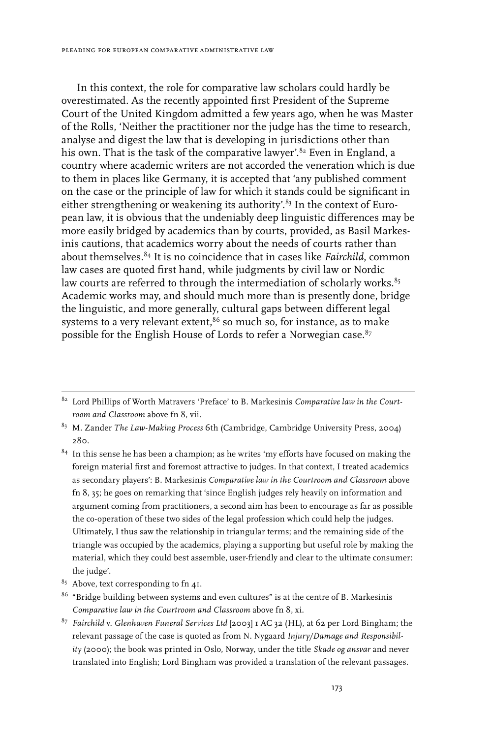In this context, the role for comparative law scholars could hardly be overestimated. As the recently appointed first President of the Supreme Court of the United Kingdom admitted a few years ago, when he was Master of the Rolls, 'Neither the practitioner nor the judge has the time to research, analyse and digest the law that is developing in jurisdictions other than his own. That is the task of the comparative lawyer'.[82] Even in England, a country where academic writers are not accorded the veneration which is due to them in places like Germany, it is accepted that 'any published comment on the case or the principle of law for which it stands could be significant in either strengthening or weakening its authority'.[83] In the context of European law, it is obvious that the undeniably deep linguistic differences may be more easily bridged by academics than by courts, provided, as Basil Markesinis cautions, that academics worry about the needs of courts rather than about themselves.[84] It is no coincidence that in cases like *Fairchild*, common law cases are quoted first hand, while judgments by civil law or Nordic law courts are referred to through the intermediation of scholarly works.[85] Academic works may, and should much more than is presently done, bridge the linguistic, and more generally, cultural gaps between different legal systems to a very relevant extent,[86] so much so, for instance, as to make possible for the English House of Lords to refer a Norwegian case.[87]

---

[82] Lord Phillips of Worth Matravers 'Preface' to B. Markesinis *Comparative law in the Courtroom and Classroom* above fn 8, vii.

[83] M. Zander *The Law-Making Process* 6th (Cambridge, Cambridge University Press, 2004) 280.

[84] In this sense he has been a champion; as he writes 'my efforts have focused on making the foreign material first and foremost attractive to judges. In that context, I treated academics as secondary players': B. Markesinis *Comparative law in the Courtroom and Classroom* above fn 8, 35; he goes on remarking that 'since English judges rely heavily on information and argument coming from practitioners, a second aim has been to encourage as far as possible the co-operation of these two sides of the legal profession which could help the judges. Ultimately, I thus saw the relationship in triangular terms; and the remaining side of the triangle was occupied by the academics, playing a supporting but useful role by making the material, which they could best assemble, user-friendly and clear to the ultimate consumer: the judge'.

[85] Above, text corresponding to fn 41.

[86] "Bridge building between systems and even cultures" is at the centre of B. Markesinis *Comparative law in the Courtroom and Classroom* above fn 8, xi.

[87] *Fairchild* v. *Glenhaven Funeral Services Ltd* [2003] 1 AC 32 (HL), at 62 per Lord Bingham; the relevant passage of the case is quoted as from N. Nygaard *Injury/Damage and Responsibility* (2000); the book was printed in Oslo, Norway, under the title *Skade og ansvar* and never translated into English; Lord Bingham was provided a translation of the relevant passages.